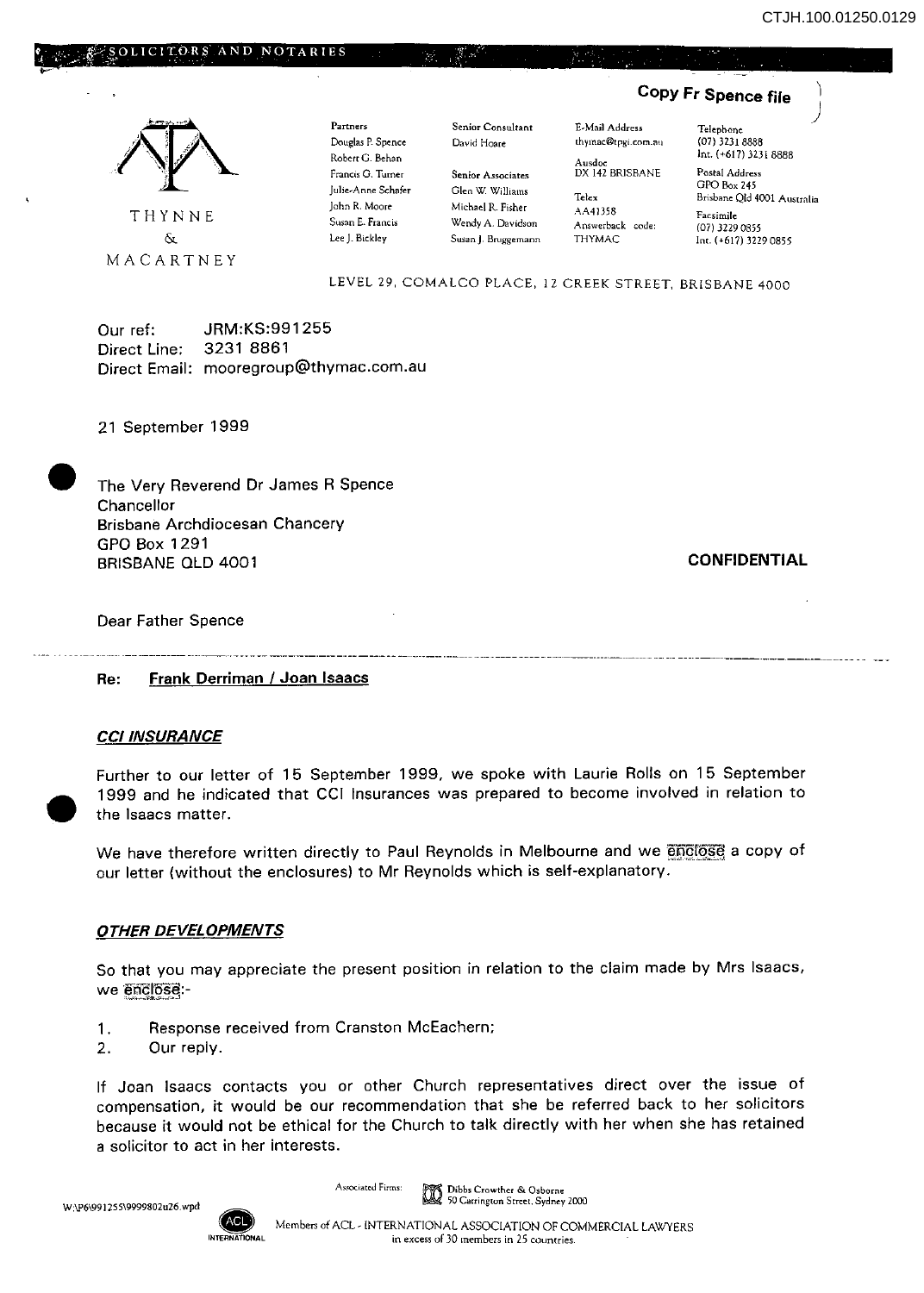SOLICITORS AND NOTARIES

**Copy Fr Spence file**

THYNNE & MACARTNEY

| Partners | Senior Consultant | E-Mail Address | Telephone |
|---|---|---|---|
| Douglas P. Spence | David Hoare | thymac@tpgi.com.au | (07) 3231 8888 |
| Robert G. Behan | | Ausdoc | Int. (+617) 3231 8888 |
| Francis G. Turner | Senior Associates | DX 142 BRISBANE | Postal Address |
| Julie-Anne Schafer | Glen W. Williams | Telex | GPO Box 245 |
| John R. Moore | Michael R. Fisher | AA41358 | Brisbane Qld 4001 Australia |
| Susan E. Francis | Wendy A. Davidson | Answerback code: | Facsimile |
| Lee J. Bickley | Susan J. Bruggemann | THYMAC | (07) 3229 0855 |
| | | | Int. (+617) 3229 0855 |

LEVEL 29, COMALCO PLACE, 12 CREEK STREET, BRISBANE 4000

Our ref: JRM:KS:991255
Direct Line: 3231 8861
Direct Email: mooregroup@thymac.com.au

21 September 1999

The Very Reverend Dr James R Spence
Chancellor
Brisbane Archdiocesan Chancery
GPO Box 1291
BRISBANE QLD 4001

**CONFIDENTIAL**

Dear Father Spence

**Re: Frank Derriman / Joan Isaacs**

***CCI INSURANCE***

Further to our letter of 15 September 1999, we spoke with Laurie Rolls on 15 September 1999 and he indicated that CCI Insurances was prepared to become involved in relation to the Isaacs matter.

We have therefore written directly to Paul Reynolds in Melbourne and we enclose a copy of our letter (without the enclosures) to Mr Reynolds which is self-explanatory.

***OTHER DEVELOPMENTS***

So that you may appreciate the present position in relation to the claim made by Mrs Isaacs, we enclose:-

1. Response received from Cranston McEachern;
2. Our reply.

If Joan Isaacs contacts you or other Church representatives direct over the issue of compensation, it would be our recommendation that she be referred back to her solicitors because it would not be ethical for the Church to talk directly with her when she has retained a solicitor to act in her interests.

W:\P6\991255\9999802u26.wpd

Associated Firms: Dibbs Crowther & Osborne, 50 Carrington Street, Sydney 2000

Members of ACL - INTERNATIONAL ASSOCIATION OF COMMERCIAL LAWYERS in excess of 30 members in 25 countries.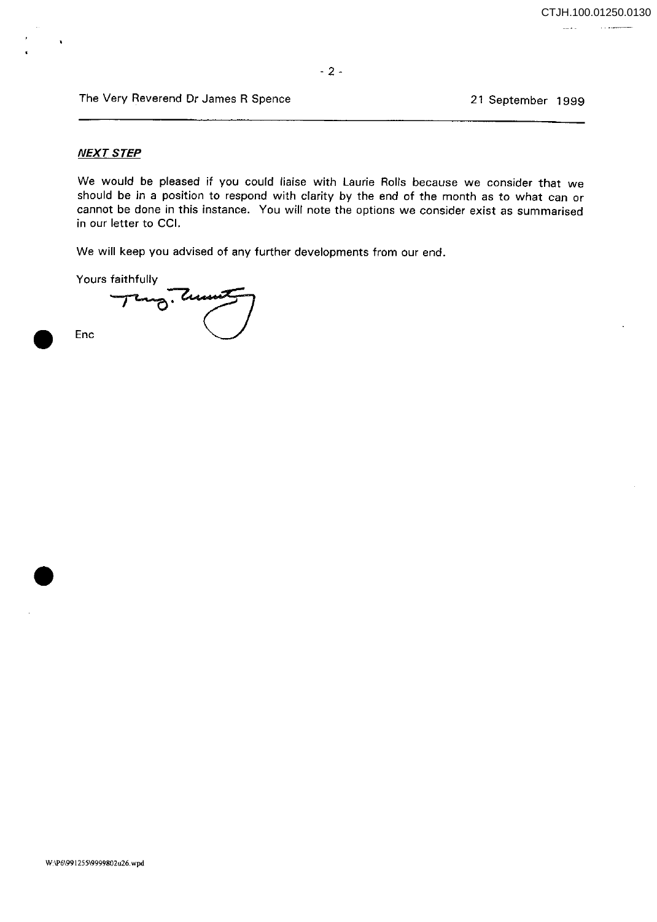The Very Reverend Dr James R Spence 21 September 1999

***NEXT STEP***

We would be pleased if you could liaise with Laurie Rolls because we consider that we should be in a position to respond with clarity by the end of the month as to what can or cannot be done in this instance. You will note the options we consider exist as summarised in our letter to CCI.

We will keep you advised of any further developments from our end.

Yours faithfully

Enc

W:\P6\991255\9999802u26.wpd